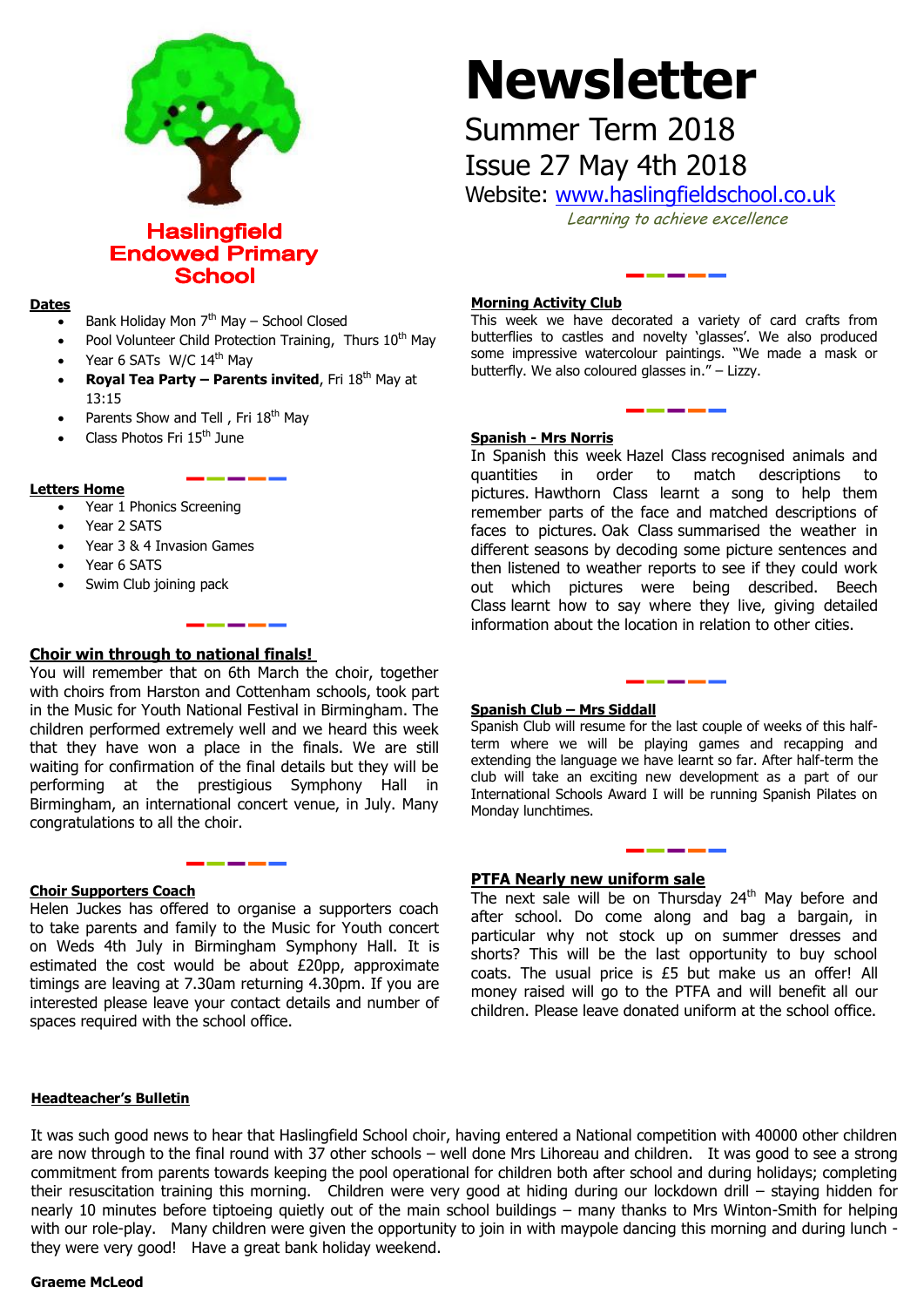# Newsletter

Summer Term 2018

Issue 27 May 4th 2018

Website: www.haslingfieldschool.co.uk

*Learning to achieve excellence*

**Haslingfield Endowed Primary School**

## Dates

- Bank Holiday Mon 7th May – School Closed
- Pool Volunteer Child Protection Training, Thurs 10th May
- Year 6 SATs W/C 14th May
- **Royal Tea Party – Parents invited**, Fri 18th May at 13:15
- Parents Show and Tell , Fri 18th May
- Class Photos Fri 15th June

## Letters Home

- Year 1 Phonics Screening
- Year 2 SATS
- Year 3 & 4 Invasion Games
- Year 6 SATS
- Swim Club joining pack

## Choir win through to national finals!

You will remember that on 6th March the choir, together with choirs from Harston and Cottenham schools, took part in the Music for Youth National Festival in Birmingham. The children performed extremely well and we heard this week that they have won a place in the finals. We are still waiting for confirmation of the final details but they will be performing at the prestigious Symphony Hall in Birmingham, an international concert venue, in July. Many congratulations to all the choir.

## Choir Supporters Coach

Helen Juckes has offered to organise a supporters coach to take parents and family to the Music for Youth concert on Weds 4th July in Birmingham Symphony Hall. It is estimated the cost would be about £20pp, approximate timings are leaving at 7.30am returning 4.30pm. If you are interested please leave your contact details and number of spaces required with the school office.

## Morning Activity Club

This week we have decorated a variety of card crafts from butterflies to castles and novelty 'glasses'. We also produced some impressive watercolour paintings. "We made a mask or butterfly. We also coloured glasses in." – Lizzy.

## Spanish - Mrs Norris

In Spanish this week Hazel Class recognised animals and quantities in order to match descriptions to pictures. Hawthorn Class learnt a song to help them remember parts of the face and matched descriptions of faces to pictures. Oak Class summarised the weather in different seasons by decoding some picture sentences and then listened to weather reports to see if they could work out which pictures were being described. Beech Class learnt how to say where they live, giving detailed information about the location in relation to other cities.

## Spanish Club – Mrs Siddall

Spanish Club will resume for the last couple of weeks of this half-term where we will be playing games and recapping and extending the language we have learnt so far. After half-term the club will take an exciting new development as a part of our International Schools Award I will be running Spanish Pilates on Monday lunchtimes.

## PTFA Nearly new uniform sale

The next sale will be on Thursday 24th May before and after school. Do come along and bag a bargain, in particular why not stock up on summer dresses and shorts? This will be the last opportunity to buy school coats. The usual price is £5 but make us an offer! All money raised will go to the PTFA and will benefit all our children. Please leave donated uniform at the school office.

## Headteacher's Bulletin

It was such good news to hear that Haslingfield School choir, having entered a National competition with 40000 other children are now through to the final round with 37 other schools – well done Mrs Lihoreau and children. It was good to see a strong commitment from parents towards keeping the pool operational for children both after school and during holidays; completing their resuscitation training this morning. Children were very good at hiding during our lockdown drill – staying hidden for nearly 10 minutes before tiptoeing quietly out of the main school buildings – many thanks to Mrs Winton-Smith for helping with our role-play. Many children were given the opportunity to join in with maypole dancing this morning and during lunch - they were very good! Have a great bank holiday weekend.

**Graeme McLeod**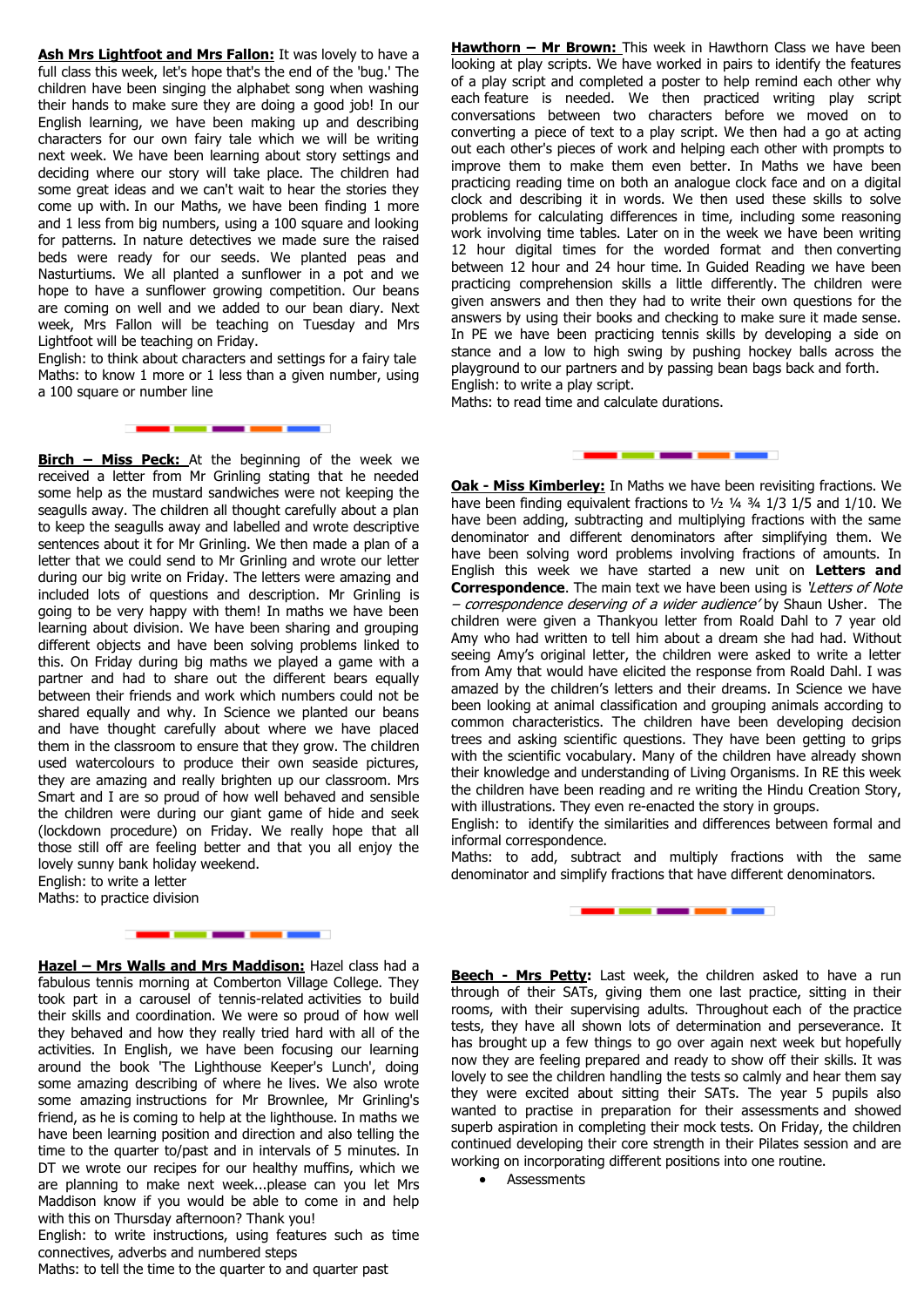**Ash Mrs Lightfoot and Mrs Fallon:** It was lovely to have a full class this week, let's hope that's the end of the 'bug.' The children have been singing the alphabet song when washing their hands to make sure they are doing a good job! In our English learning, we have been making up and describing characters for our own fairy tale which we will be writing next week. We have been learning about story settings and deciding where our story will take place. The children had some great ideas and we can't wait to hear the stories they come up with. In our Maths, we have been finding 1 more and 1 less from big numbers, using a 100 square and looking for patterns. In nature detectives we made sure the raised beds were ready for our seeds. We planted peas and Nasturtiums. We all planted a sunflower in a pot and we hope to have a sunflower growing competition. Our beans are coming on well and we added to our bean diary. Next week, Mrs Fallon will be teaching on Tuesday and Mrs Lightfoot will be teaching on Friday.
English: to think about characters and settings for a fairy tale
Maths: to know 1 more or 1 less than a given number, using a 100 square or number line

**Birch – Miss Peck:** At the beginning of the week we received a letter from Mr Grinling stating that he needed some help as the mustard sandwiches were not keeping the seagulls away. The children all thought carefully about a plan to keep the seagulls away and labelled and wrote descriptive sentences about it for Mr Grinling. We then made a plan of a letter that we could send to Mr Grinling and wrote our letter during our big write on Friday. The letters were amazing and included lots of questions and description. Mr Grinling is going to be very happy with them! In maths we have been learning about division. We have been sharing and grouping different objects and have been solving problems linked to this. On Friday during big maths we played a game with a partner and had to share out the different bears equally between their friends and work which numbers could not be shared equally and why. In Science we planted our beans and have thought carefully about where we have placed them in the classroom to ensure that they grow. The children used watercolours to produce their own seaside pictures, they are amazing and really brighten up our classroom. Mrs Smart and I are so proud of how well behaved and sensible the children were during our giant game of hide and seek (lockdown procedure) on Friday. We really hope that all those still off are feeling better and that you all enjoy the lovely sunny bank holiday weekend.
English: to write a letter
Maths: to practice division

**Hazel – Mrs Walls and Mrs Maddison:** Hazel class had a fabulous tennis morning at Comberton Village College. They took part in a carousel of tennis-related activities to build their skills and coordination. We were so proud of how well they behaved and how they really tried hard with all of the activities. In English, we have been focusing our learning around the book 'The Lighthouse Keeper's Lunch', doing some amazing describing of where he lives. We also wrote some amazing instructions for Mr Brownlee, Mr Grinling's friend, as he is coming to help at the lighthouse. In maths we have been learning position and direction and also telling the time to the quarter to/past and in intervals of 5 minutes. In DT we wrote our recipes for our healthy muffins, which we are planning to make next week...please can you let Mrs Maddison know if you would be able to come in and help with this on Thursday afternoon? Thank you!
English: to write instructions, using features such as time connectives, adverbs and numbered steps
Maths: to tell the time to the quarter to and quarter past

**Hawthorn – Mr Brown:** This week in Hawthorn Class we have been looking at play scripts. We have worked in pairs to identify the features of a play script and completed a poster to help remind each other why each feature is needed. We then practiced writing play script conversations between two characters before we moved on to converting a piece of text to a play script. We then had a go at acting out each other's pieces of work and helping each other with prompts to improve them to make them even better. In Maths we have been practicing reading time on both an analogue clock face and on a digital clock and describing it in words. We then used these skills to solve problems for calculating differences in time, including some reasoning work involving time tables. Later on in the week we have been writing 12 hour digital times for the worded format and then converting between 12 hour and 24 hour time. In Guided Reading we have been practicing comprehension skills a little differently. The children were given answers and then they had to write their own questions for the answers by using their books and checking to make sure it made sense. In PE we have been practicing tennis skills by developing a side on stance and a low to high swing by pushing hockey balls across the playground to our partners and by passing bean bags back and forth.
English: to write a play script.
Maths: to read time and calculate durations.

**Oak - Miss Kimberley:** In Maths we have been revisiting fractions. We have been finding equivalent fractions to ½ ¼ ¾ 1/3 1/5 and 1/10. We have been adding, subtracting and multiplying fractions with the same denominator and different denominators after simplifying them. We have been solving word problems involving fractions of amounts. In English this week we have started a new unit on **Letters and Correspondence**. The main text we have been using is *'Letters of Note – correspondence deserving of a wider audience'* by Shaun Usher. The children were given a Thankyou letter from Roald Dahl to 7 year old Amy who had written to tell him about a dream she had had. Without seeing Amy's original letter, the children were asked to write a letter from Amy that would have elicited the response from Roald Dahl. I was amazed by the children's letters and their dreams. In Science we have been looking at animal classification and grouping animals according to common characteristics. The children have been developing decision trees and asking scientific questions. They have been getting to grips with the scientific vocabulary. Many of the children have already shown their knowledge and understanding of Living Organisms. In RE this week the children have been reading and re writing the Hindu Creation Story, with illustrations. They even re-enacted the story in groups.
English: to identify the similarities and differences between formal and informal correspondence.
Maths: to add, subtract and multiply fractions with the same denominator and simplify fractions that have different denominators.

**Beech - Mrs Petty:** Last week, the children asked to have a run through of their SATs, giving them one last practice, sitting in their rooms, with their supervising adults. Throughout each of the practice tests, they have all shown lots of determination and perseverance. It has brought up a few things to go over again next week but hopefully now they are feeling prepared and ready to show off their skills. It was lovely to see the children handling the tests so calmly and hear them say they were excited about sitting their SATs. The year 5 pupils also wanted to practise in preparation for their assessments and showed superb aspiration in completing their mock tests. On Friday, the children continued developing their core strength in their Pilates session and are working on incorporating different positions into one routine.

- Assessments